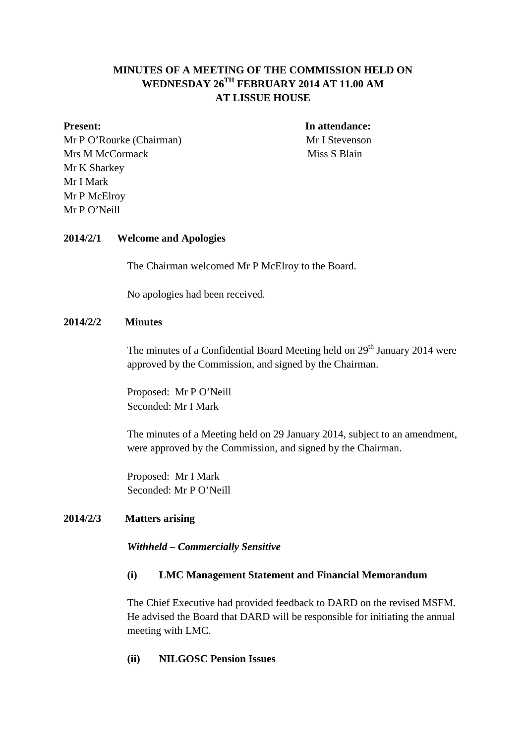# MINUTES OF A MEETING OF THE COMMISSION HELD ON WEDNESDAY 26TH FEBRUARY 2014 AT 11.00 AM AT LISSUE HOUSE

**Present:**

Mr P O'Rourke (Chairman)
Mrs M McCormack
Mr K Sharkey
Mr I Mark
Mr P McElroy
Mr P O'Neill

**In attendance:**

Mr I Stevenson
Miss S Blain

**2014/2/1 Welcome and Apologies**

The Chairman welcomed Mr P McElroy to the Board.

No apologies had been received.

**2014/2/2 Minutes**

The minutes of a Confidential Board Meeting held on 29th January 2014 were approved by the Commission, and signed by the Chairman.

Proposed: Mr P O'Neill
Seconded: Mr I Mark

The minutes of a Meeting held on 29 January 2014, subject to an amendment, were approved by the Commission, and signed by the Chairman.

Proposed: Mr I Mark
Seconded: Mr P O'Neill

**2014/2/3 Matters arising**

***Withheld – Commercially Sensitive***

**(i) LMC Management Statement and Financial Memorandum**

The Chief Executive had provided feedback to DARD on the revised MSFM. He advised the Board that DARD will be responsible for initiating the annual meeting with LMC.

**(ii) NILGOSC Pension Issues**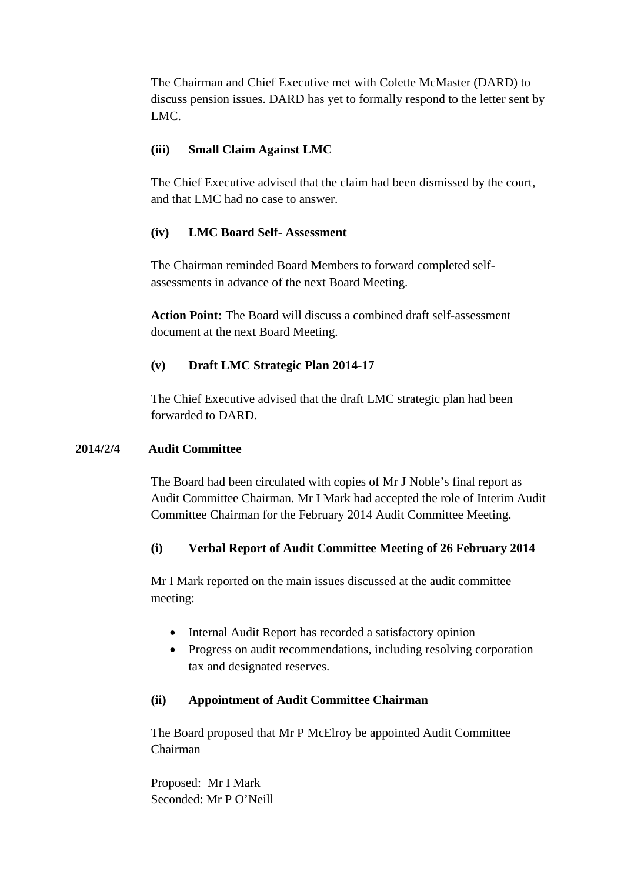The Chairman and Chief Executive met with Colette McMaster (DARD) to discuss pension issues. DARD has yet to formally respond to the letter sent by LMC.

**(iii) Small Claim Against LMC**

The Chief Executive advised that the claim had been dismissed by the court, and that LMC had no case to answer.

**(iv) LMC Board Self- Assessment**

The Chairman reminded Board Members to forward completed self-assessments in advance of the next Board Meeting.

**Action Point:** The Board will discuss a combined draft self-assessment document at the next Board Meeting.

**(v) Draft LMC Strategic Plan 2014-17**

The Chief Executive advised that the draft LMC strategic plan had been forwarded to DARD.

**2014/2/4 Audit Committee**

The Board had been circulated with copies of Mr J Noble's final report as Audit Committee Chairman. Mr I Mark had accepted the role of Interim Audit Committee Chairman for the February 2014 Audit Committee Meeting.

**(i) Verbal Report of Audit Committee Meeting of 26 February 2014**

Mr I Mark reported on the main issues discussed at the audit committee meeting:

- Internal Audit Report has recorded a satisfactory opinion
- Progress on audit recommendations, including resolving corporation tax and designated reserves.

**(ii) Appointment of Audit Committee Chairman**

The Board proposed that Mr P McElroy be appointed Audit Committee Chairman

Proposed: Mr I Mark
Seconded: Mr P O'Neill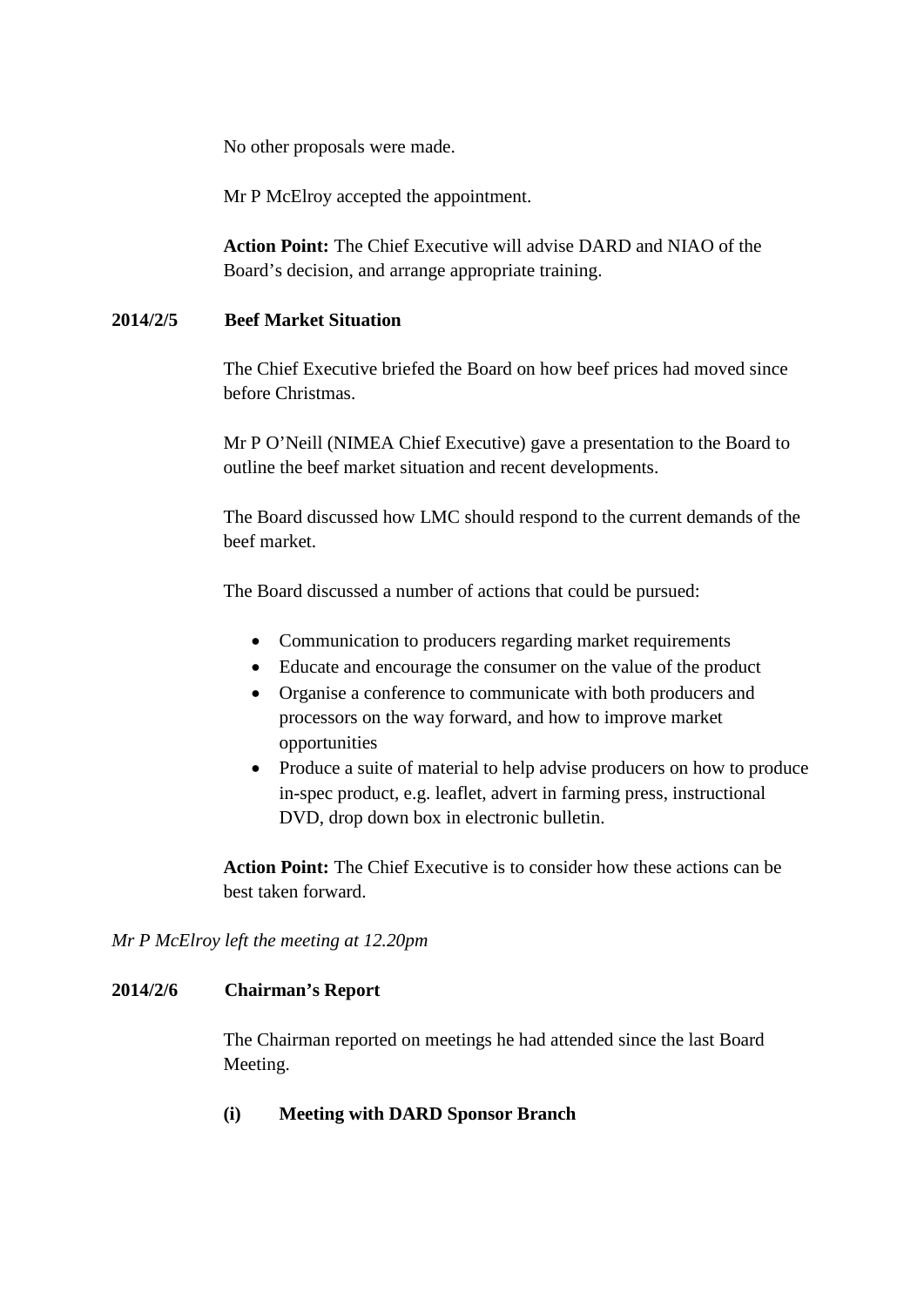No other proposals were made.

Mr P McElroy accepted the appointment.

**Action Point:** The Chief Executive will advise DARD and NIAO of the Board's decision, and arrange appropriate training.

**2014/2/5 Beef Market Situation**

The Chief Executive briefed the Board on how beef prices had moved since before Christmas.

Mr P O'Neill (NIMEA Chief Executive) gave a presentation to the Board to outline the beef market situation and recent developments.

The Board discussed how LMC should respond to the current demands of the beef market.

The Board discussed a number of actions that could be pursued:

- Communication to producers regarding market requirements
- Educate and encourage the consumer on the value of the product
- Organise a conference to communicate with both producers and processors on the way forward, and how to improve market opportunities
- Produce a suite of material to help advise producers on how to produce in-spec product, e.g. leaflet, advert in farming press, instructional DVD, drop down box in electronic bulletin.

**Action Point:** The Chief Executive is to consider how these actions can be best taken forward.

*Mr P McElroy left the meeting at 12.20pm*

**2014/2/6 Chairman's Report**

The Chairman reported on meetings he had attended since the last Board Meeting.

**(i) Meeting with DARD Sponsor Branch**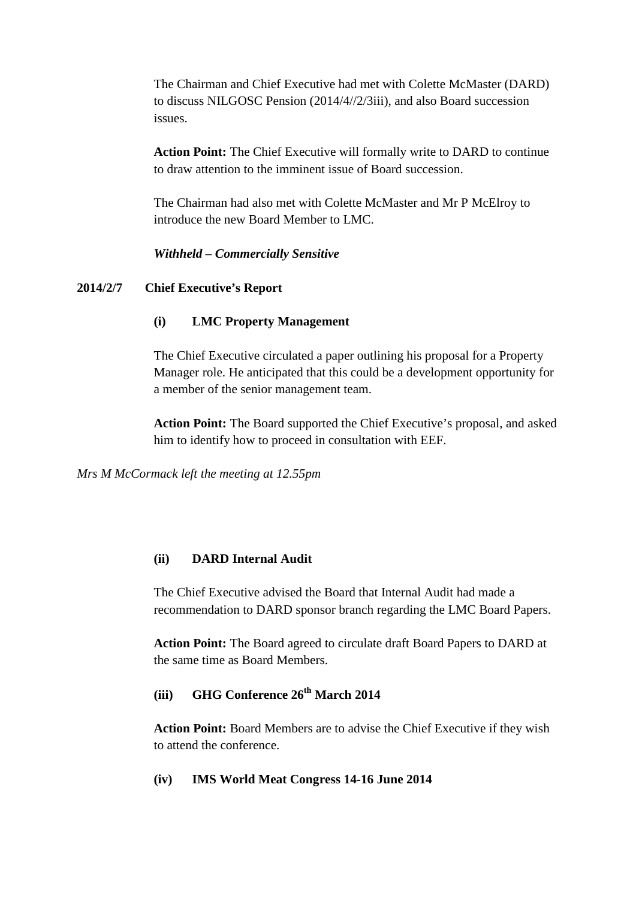The Chairman and Chief Executive had met with Colette McMaster (DARD) to discuss NILGOSC Pension (2014/4//2/3iii), and also Board succession issues.

**Action Point:** The Chief Executive will formally write to DARD to continue to draw attention to the imminent issue of Board succession.

The Chairman had also met with Colette McMaster and Mr P McElroy to introduce the new Board Member to LMC.

***Withheld – Commercially Sensitive***

**2014/2/7 Chief Executive's Report**

**(i) LMC Property Management**

The Chief Executive circulated a paper outlining his proposal for a Property Manager role. He anticipated that this could be a development opportunity for a member of the senior management team.

**Action Point:** The Board supported the Chief Executive's proposal, and asked him to identify how to proceed in consultation with EEF.

*Mrs M McCormack left the meeting at 12.55pm*

**(ii) DARD Internal Audit**

The Chief Executive advised the Board that Internal Audit had made a recommendation to DARD sponsor branch regarding the LMC Board Papers.

**Action Point:** The Board agreed to circulate draft Board Papers to DARD at the same time as Board Members.

**(iii) GHG Conference 26th March 2014**

**Action Point:** Board Members are to advise the Chief Executive if they wish to attend the conference.

**(iv) IMS World Meat Congress 14-16 June 2014**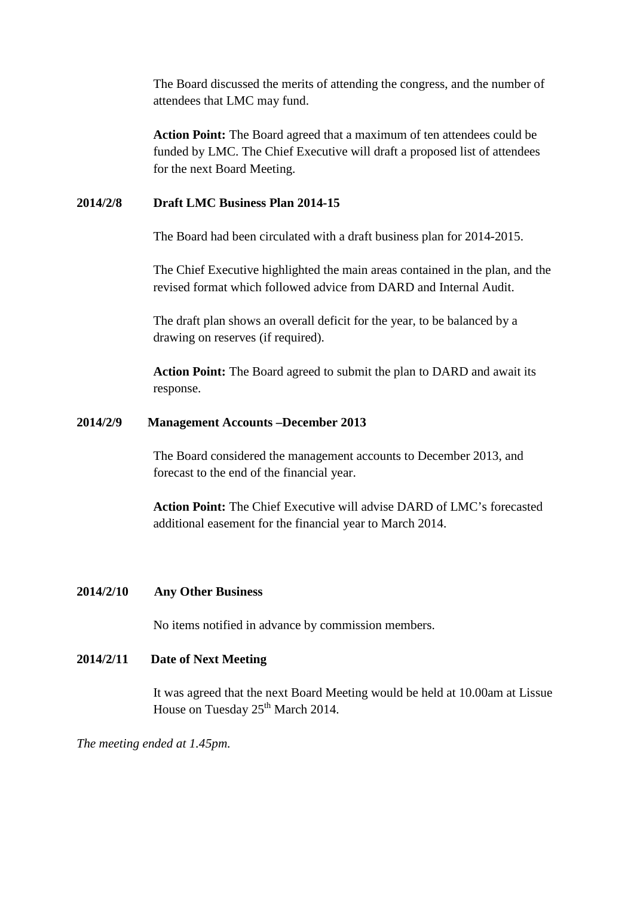The Board discussed the merits of attending the congress, and the number of attendees that LMC may fund.

**Action Point:** The Board agreed that a maximum of ten attendees could be funded by LMC. The Chief Executive will draft a proposed list of attendees for the next Board Meeting.

**2014/2/8 Draft LMC Business Plan 2014-15**

The Board had been circulated with a draft business plan for 2014-2015.

The Chief Executive highlighted the main areas contained in the plan, and the revised format which followed advice from DARD and Internal Audit.

The draft plan shows an overall deficit for the year, to be balanced by a drawing on reserves (if required).

**Action Point:** The Board agreed to submit the plan to DARD and await its response.

**2014/2/9 Management Accounts –December 2013**

The Board considered the management accounts to December 2013, and forecast to the end of the financial year.

**Action Point:** The Chief Executive will advise DARD of LMC's forecasted additional easement for the financial year to March 2014.

**2014/2/10 Any Other Business**

No items notified in advance by commission members.

**2014/2/11 Date of Next Meeting**

It was agreed that the next Board Meeting would be held at 10.00am at Lissue House on Tuesday 25th March 2014.

*The meeting ended at 1.45pm.*